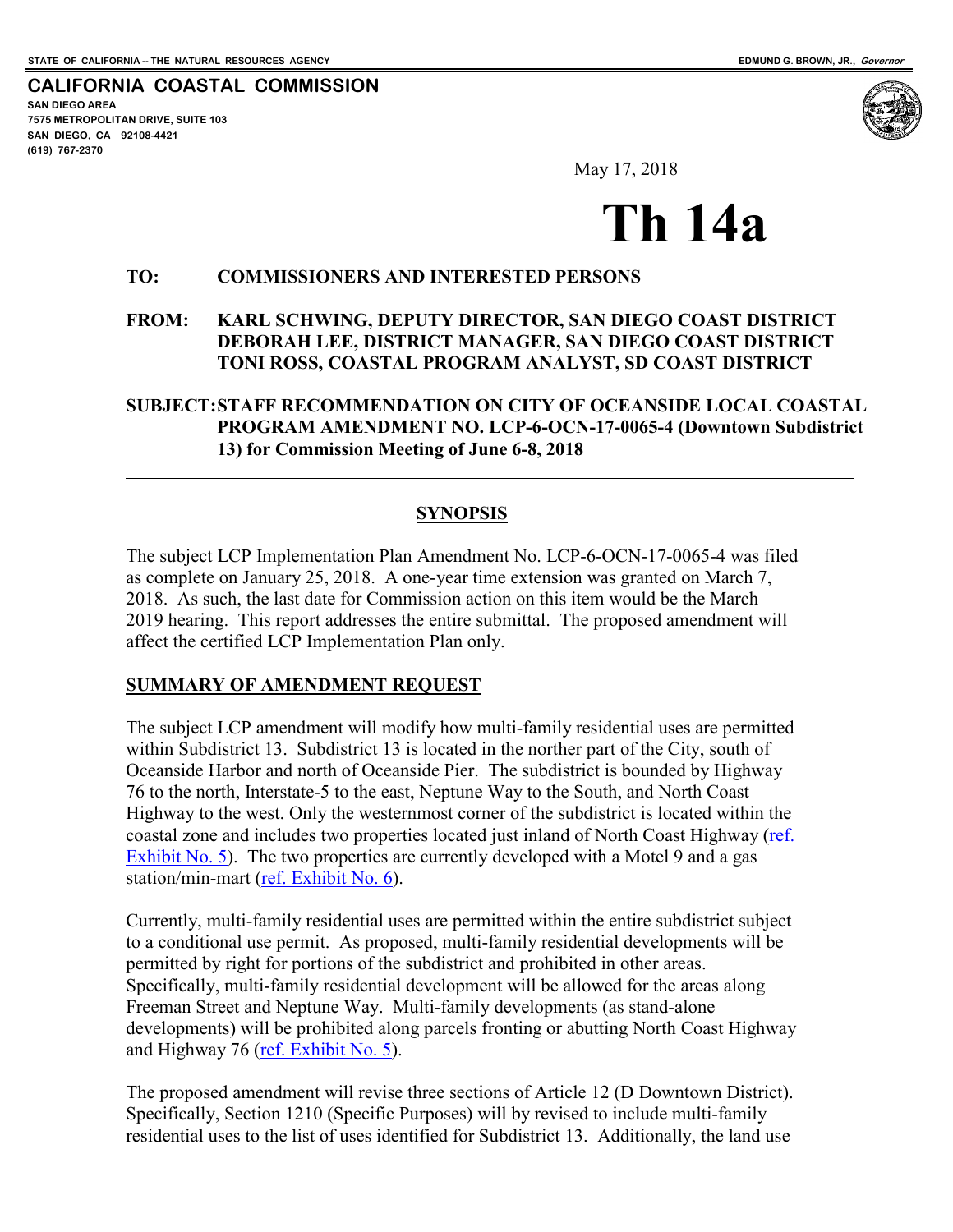STATE OF CALIFORNIA -- THE NATURAL RESOURCES AGENCY

EDMUND G. BROWN, JR., *Governor*

# CALIFORNIA COASTAL COMMISSION

SAN DIEGO AREA
7575 METROPOLITAN DRIVE, SUITE 103
SAN DIEGO, CA 92108-4421
(619) 767-2370

May 17, 2018

# Th 14a

**TO:** **COMMISSIONERS AND INTERESTED PERSONS**

**FROM:** **KARL SCHWING, DEPUTY DIRECTOR, SAN DIEGO COAST DISTRICT**
**DEBORAH LEE, DISTRICT MANAGER, SAN DIEGO COAST DISTRICT**
**TONI ROSS, COASTAL PROGRAM ANALYST, SD COAST DISTRICT**

**SUBJECT:** **STAFF RECOMMENDATION ON CITY OF OCEANSIDE LOCAL COASTAL PROGRAM AMENDMENT NO. LCP-6-OCN-17-0065-4 (Downtown Subdistrict 13) for Commission Meeting of June 6-8, 2018**

---

## SYNOPSIS

The subject LCP Implementation Plan Amendment No. LCP-6-OCN-17-0065-4 was filed as complete on January 25, 2018. A one-year time extension was granted on March 7, 2018. As such, the last date for Commission action on this item would be the March 2019 hearing. This report addresses the entire submittal. The proposed amendment will affect the certified LCP Implementation Plan only.

## SUMMARY OF AMENDMENT REQUEST

The subject LCP amendment will modify how multi-family residential uses are permitted within Subdistrict 13. Subdistrict 13 is located in the norther part of the City, south of Oceanside Harbor and north of Oceanside Pier. The subdistrict is bounded by Highway 76 to the north, Interstate-5 to the east, Neptune Way to the South, and North Coast Highway to the west. Only the westernmost corner of the subdistrict is located within the coastal zone and includes two properties located just inland of North Coast Highway (ref. Exhibit No. 5). The two properties are currently developed with a Motel 9 and a gas station/min-mart (ref. Exhibit No. 6).

Currently, multi-family residential uses are permitted within the entire subdistrict subject to a conditional use permit. As proposed, multi-family residential developments will be permitted by right for portions of the subdistrict and prohibited in other areas. Specifically, multi-family residential development will be allowed for the areas along Freeman Street and Neptune Way. Multi-family developments (as stand-alone developments) will be prohibited along parcels fronting or abutting North Coast Highway and Highway 76 (ref. Exhibit No. 5).

The proposed amendment will revise three sections of Article 12 (D Downtown District). Specifically, Section 1210 (Specific Purposes) will by revised to include multi-family residential uses to the list of uses identified for Subdistrict 13. Additionally, the land use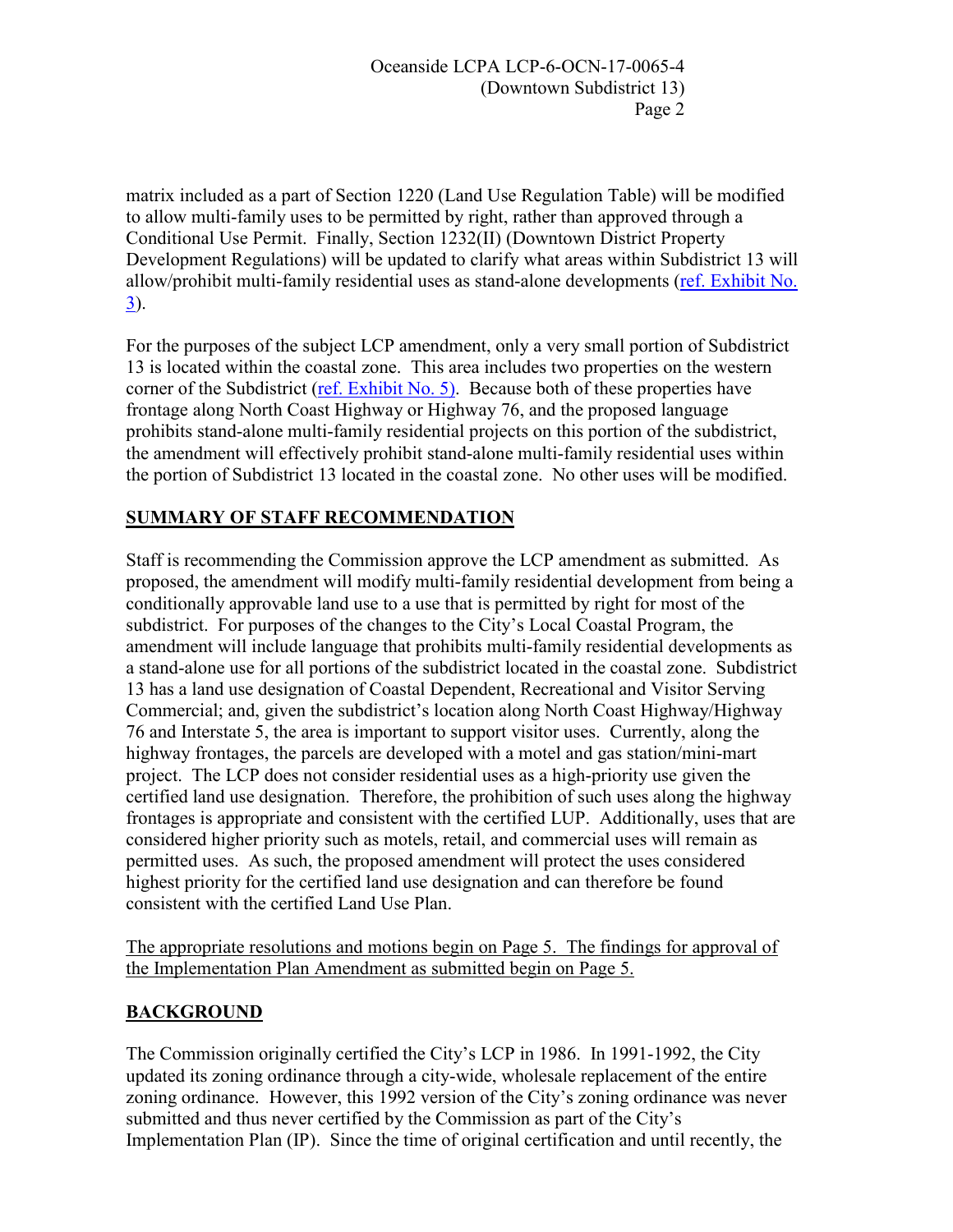matrix included as a part of Section 1220 (Land Use Regulation Table) will be modified to allow multi-family uses to be permitted by right, rather than approved through a Conditional Use Permit. Finally, Section 1232(II) (Downtown District Property Development Regulations) will be updated to clarify what areas within Subdistrict 13 will allow/prohibit multi-family residential uses as stand-alone developments (ref. Exhibit No. 3).

For the purposes of the subject LCP amendment, only a very small portion of Subdistrict 13 is located within the coastal zone. This area includes two properties on the western corner of the Subdistrict (ref. Exhibit No. 5). Because both of these properties have frontage along North Coast Highway or Highway 76, and the proposed language prohibits stand-alone multi-family residential projects on this portion of the subdistrict, the amendment will effectively prohibit stand-alone multi-family residential uses within the portion of Subdistrict 13 located in the coastal zone. No other uses will be modified.

## SUMMARY OF STAFF RECOMMENDATION

Staff is recommending the Commission approve the LCP amendment as submitted. As proposed, the amendment will modify multi-family residential development from being a conditionally approvable land use to a use that is permitted by right for most of the subdistrict. For purposes of the changes to the City's Local Coastal Program, the amendment will include language that prohibits multi-family residential developments as a stand-alone use for all portions of the subdistrict located in the coastal zone. Subdistrict 13 has a land use designation of Coastal Dependent, Recreational and Visitor Serving Commercial; and, given the subdistrict's location along North Coast Highway/Highway 76 and Interstate 5, the area is important to support visitor uses. Currently, along the highway frontages, the parcels are developed with a motel and gas station/mini-mart project. The LCP does not consider residential uses as a high-priority use given the certified land use designation. Therefore, the prohibition of such uses along the highway frontages is appropriate and consistent with the certified LUP. Additionally, uses that are considered higher priority such as motels, retail, and commercial uses will remain as permitted uses. As such, the proposed amendment will protect the uses considered highest priority for the certified land use designation and can therefore be found consistent with the certified Land Use Plan.

The appropriate resolutions and motions begin on Page 5. The findings for approval of the Implementation Plan Amendment as submitted begin on Page 5.

## BACKGROUND

The Commission originally certified the City's LCP in 1986. In 1991-1992, the City updated its zoning ordinance through a city-wide, wholesale replacement of the entire zoning ordinance. However, this 1992 version of the City's zoning ordinance was never submitted and thus never certified by the Commission as part of the City's Implementation Plan (IP). Since the time of original certification and until recently, the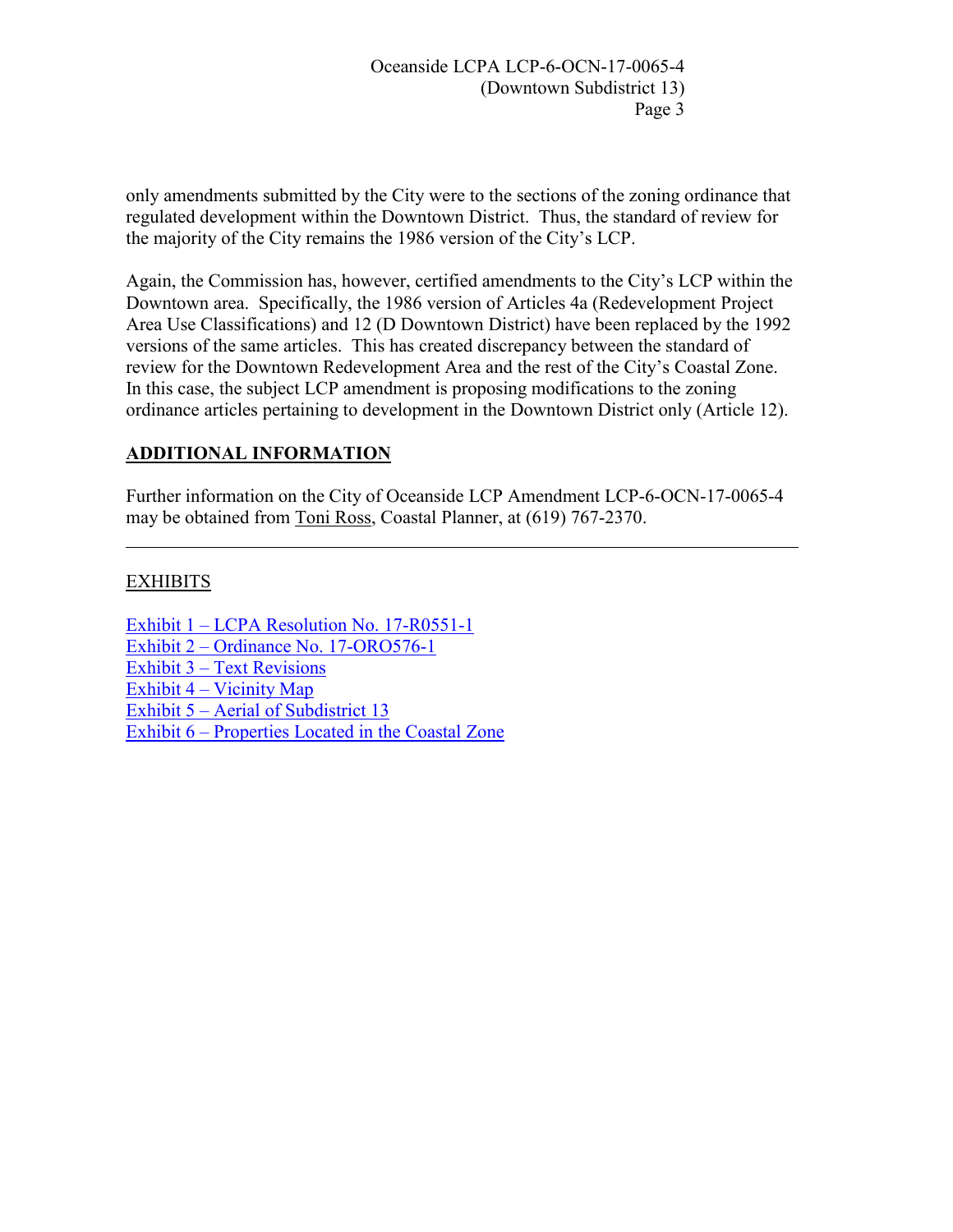only amendments submitted by the City were to the sections of the zoning ordinance that regulated development within the Downtown District. Thus, the standard of review for the majority of the City remains the 1986 version of the City's LCP.

Again, the Commission has, however, certified amendments to the City's LCP within the Downtown area. Specifically, the 1986 version of Articles 4a (Redevelopment Project Area Use Classifications) and 12 (D Downtown District) have been replaced by the 1992 versions of the same articles. This has created discrepancy between the standard of review for the Downtown Redevelopment Area and the rest of the City's Coastal Zone. In this case, the subject LCP amendment is proposing modifications to the zoning ordinance articles pertaining to development in the Downtown District only (Article 12).

## ADDITIONAL INFORMATION

Further information on the City of Oceanside LCP Amendment LCP-6-OCN-17-0065-4 may be obtained from Toni Ross, Coastal Planner, at (619) 767-2370.

---

EXHIBITS

Exhibit 1 – LCPA Resolution No. 17-R0551-1
Exhibit 2 – Ordinance No. 17-ORO576-1
Exhibit 3 – Text Revisions
Exhibit 4 – Vicinity Map
Exhibit 5 – Aerial of Subdistrict 13
Exhibit 6 – Properties Located in the Coastal Zone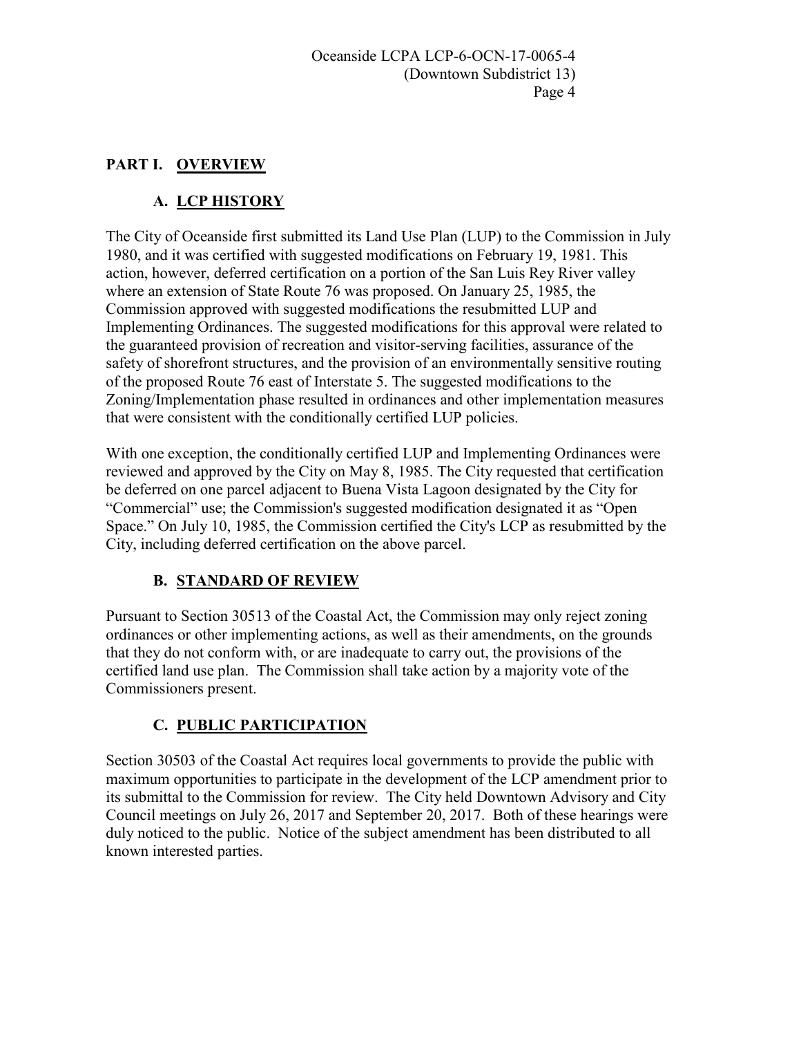## PART I. OVERVIEW

### A. LCP HISTORY

The City of Oceanside first submitted its Land Use Plan (LUP) to the Commission in July 1980, and it was certified with suggested modifications on February 19, 1981. This action, however, deferred certification on a portion of the San Luis Rey River valley where an extension of State Route 76 was proposed. On January 25, 1985, the Commission approved with suggested modifications the resubmitted LUP and Implementing Ordinances. The suggested modifications for this approval were related to the guaranteed provision of recreation and visitor-serving facilities, assurance of the safety of shorefront structures, and the provision of an environmentally sensitive routing of the proposed Route 76 east of Interstate 5. The suggested modifications to the Zoning/Implementation phase resulted in ordinances and other implementation measures that were consistent with the conditionally certified LUP policies.

With one exception, the conditionally certified LUP and Implementing Ordinances were reviewed and approved by the City on May 8, 1985. The City requested that certification be deferred on one parcel adjacent to Buena Vista Lagoon designated by the City for "Commercial" use; the Commission's suggested modification designated it as "Open Space." On July 10, 1985, the Commission certified the City's LCP as resubmitted by the City, including deferred certification on the above parcel.

### B. STANDARD OF REVIEW

Pursuant to Section 30513 of the Coastal Act, the Commission may only reject zoning ordinances or other implementing actions, as well as their amendments, on the grounds that they do not conform with, or are inadequate to carry out, the provisions of the certified land use plan. The Commission shall take action by a majority vote of the Commissioners present.

### C. PUBLIC PARTICIPATION

Section 30503 of the Coastal Act requires local governments to provide the public with maximum opportunities to participate in the development of the LCP amendment prior to its submittal to the Commission for review. The City held Downtown Advisory and City Council meetings on July 26, 2017 and September 20, 2017. Both of these hearings were duly noticed to the public. Notice of the subject amendment has been distributed to all known interested parties.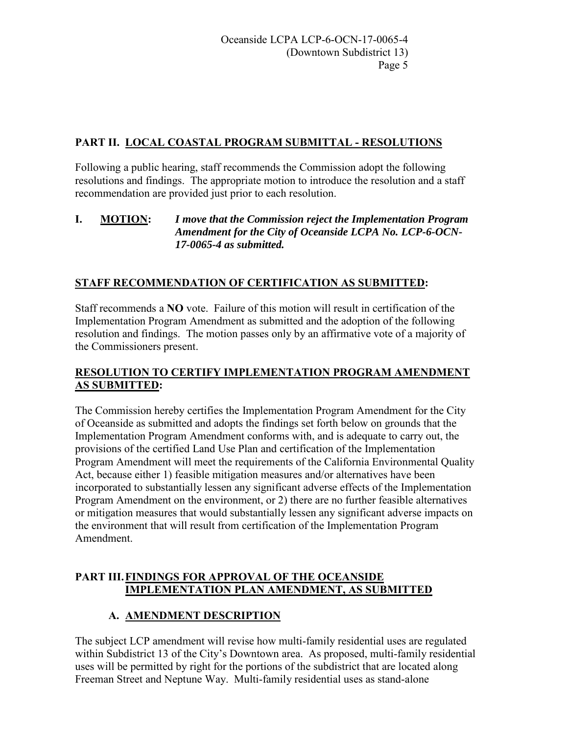## PART II. LOCAL COASTAL PROGRAM SUBMITTAL - RESOLUTIONS

Following a public hearing, staff recommends the Commission adopt the following resolutions and findings. The appropriate motion to introduce the resolution and a staff recommendation are provided just prior to each resolution.

**I. MOTION:** ***I move that the Commission reject the Implementation Program Amendment for the City of Oceanside LCPA No. LCP-6-OCN-17-0065-4 as submitted.***

### STAFF RECOMMENDATION OF CERTIFICATION AS SUBMITTED:

Staff recommends a **NO** vote. Failure of this motion will result in certification of the Implementation Program Amendment as submitted and the adoption of the following resolution and findings. The motion passes only by an affirmative vote of a majority of the Commissioners present.

### RESOLUTION TO CERTIFY IMPLEMENTATION PROGRAM AMENDMENT AS SUBMITTED:

The Commission hereby certifies the Implementation Program Amendment for the City of Oceanside as submitted and adopts the findings set forth below on grounds that the Implementation Program Amendment conforms with, and is adequate to carry out, the provisions of the certified Land Use Plan and certification of the Implementation Program Amendment will meet the requirements of the California Environmental Quality Act, because either 1) feasible mitigation measures and/or alternatives have been incorporated to substantially lessen any significant adverse effects of the Implementation Program Amendment on the environment, or 2) there are no further feasible alternatives or mitigation measures that would substantially lessen any significant adverse impacts on the environment that will result from certification of the Implementation Program Amendment.

## PART III. FINDINGS FOR APPROVAL OF THE OCEANSIDE IMPLEMENTATION PLAN AMENDMENT, AS SUBMITTED

### A. AMENDMENT DESCRIPTION

The subject LCP amendment will revise how multi-family residential uses are regulated within Subdistrict 13 of the City's Downtown area. As proposed, multi-family residential uses will be permitted by right for the portions of the subdistrict that are located along Freeman Street and Neptune Way. Multi-family residential uses as stand-alone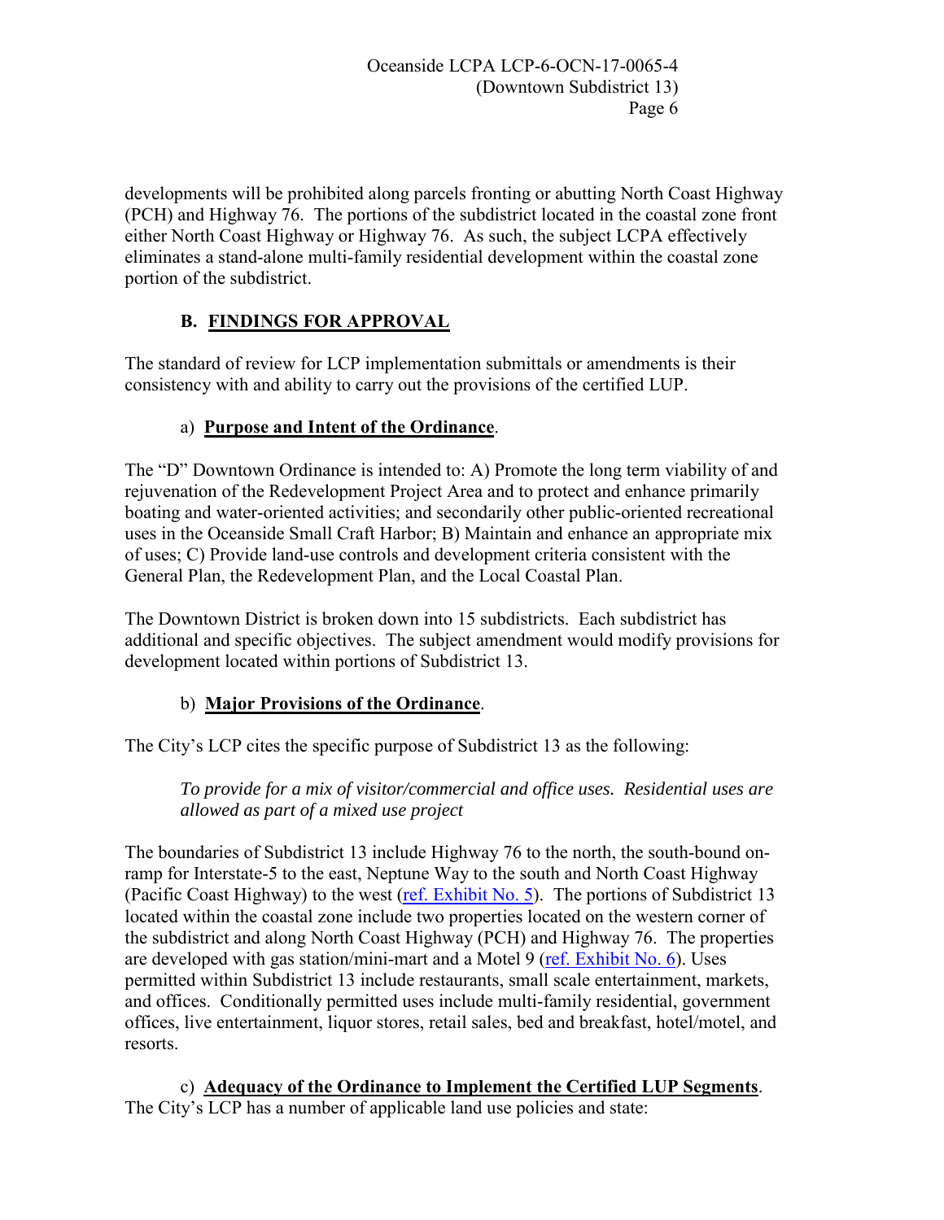developments will be prohibited along parcels fronting or abutting North Coast Highway (PCH) and Highway 76. The portions of the subdistrict located in the coastal zone front either North Coast Highway or Highway 76. As such, the subject LCPA effectively eliminates a stand-alone multi-family residential development within the coastal zone portion of the subdistrict.

## B. FINDINGS FOR APPROVAL

The standard of review for LCP implementation submittals or amendments is their consistency with and ability to carry out the provisions of the certified LUP.

### a) **Purpose and Intent of the Ordinance**.

The "D" Downtown Ordinance is intended to: A) Promote the long term viability of and rejuvenation of the Redevelopment Project Area and to protect and enhance primarily boating and water-oriented activities; and secondarily other public-oriented recreational uses in the Oceanside Small Craft Harbor; B) Maintain and enhance an appropriate mix of uses; C) Provide land-use controls and development criteria consistent with the General Plan, the Redevelopment Plan, and the Local Coastal Plan.

The Downtown District is broken down into 15 subdistricts. Each subdistrict has additional and specific objectives. The subject amendment would modify provisions for development located within portions of Subdistrict 13.

### b) **Major Provisions of the Ordinance**.

The City's LCP cites the specific purpose of Subdistrict 13 as the following:

> *To provide for a mix of visitor/commercial and office uses. Residential uses are allowed as part of a mixed use project*

The boundaries of Subdistrict 13 include Highway 76 to the north, the south-bound on-ramp for Interstate-5 to the east, Neptune Way to the south and North Coast Highway (Pacific Coast Highway) to the west (ref. Exhibit No. 5). The portions of Subdistrict 13 located within the coastal zone include two properties located on the western corner of the subdistrict and along North Coast Highway (PCH) and Highway 76. The properties are developed with gas station/mini-mart and a Motel 9 (ref. Exhibit No. 6). Uses permitted within Subdistrict 13 include restaurants, small scale entertainment, markets, and offices. Conditionally permitted uses include multi-family residential, government offices, live entertainment, liquor stores, retail sales, bed and breakfast, hotel/motel, and resorts.

### c) **Adequacy of the Ordinance to Implement the Certified LUP Segments**.

The City's LCP has a number of applicable land use policies and state: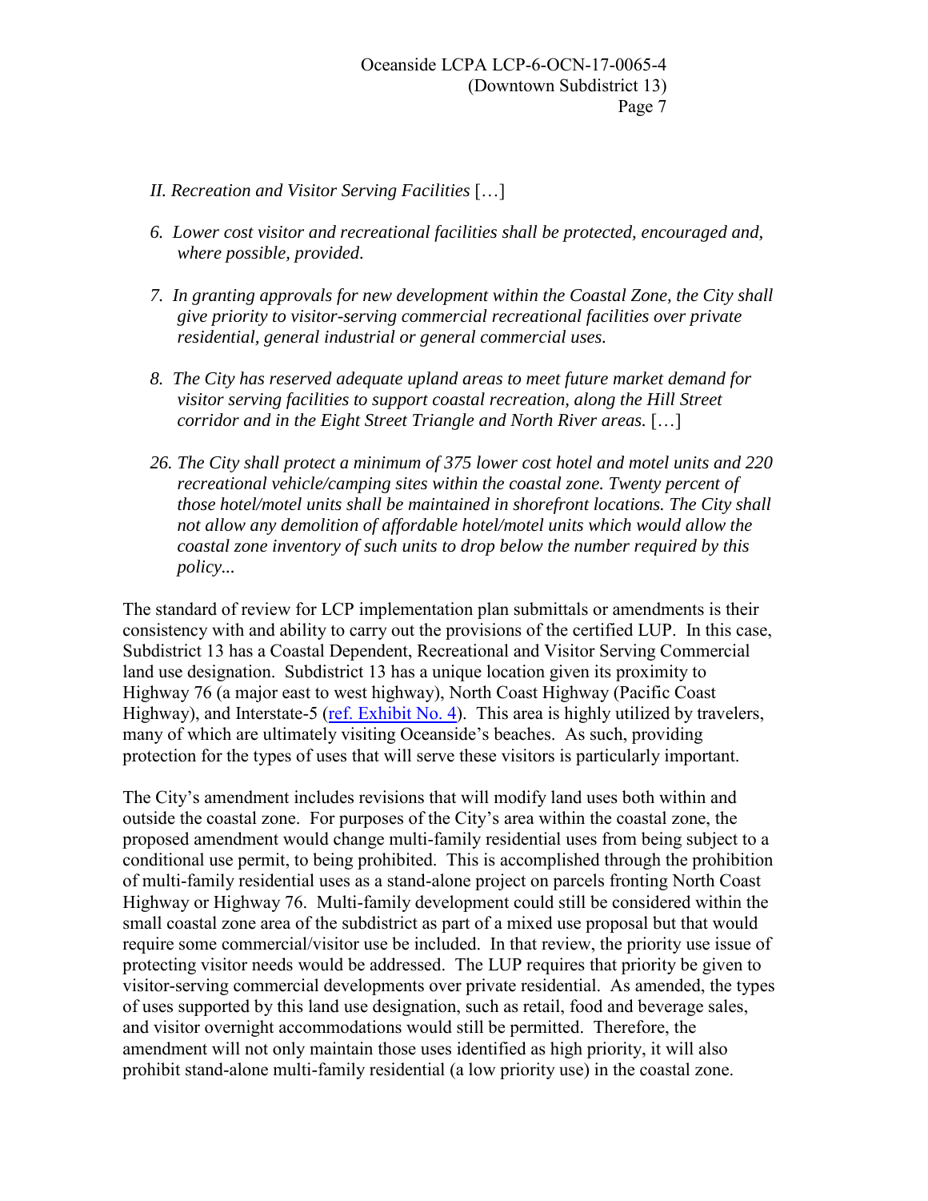*II. Recreation and Visitor Serving Facilities* […]

*6. Lower cost visitor and recreational facilities shall be protected, encouraged and, where possible, provided.*

*7. In granting approvals for new development within the Coastal Zone, the City shall give priority to visitor-serving commercial recreational facilities over private residential, general industrial or general commercial uses.*

*8. The City has reserved adequate upland areas to meet future market demand for visitor serving facilities to support coastal recreation, along the Hill Street corridor and in the Eight Street Triangle and North River areas.* […]

*26. The City shall protect a minimum of 375 lower cost hotel and motel units and 220 recreational vehicle/camping sites within the coastal zone. Twenty percent of those hotel/motel units shall be maintained in shorefront locations. The City shall not allow any demolition of affordable hotel/motel units which would allow the coastal zone inventory of such units to drop below the number required by this policy...*

The standard of review for LCP implementation plan submittals or amendments is their consistency with and ability to carry out the provisions of the certified LUP. In this case, Subdistrict 13 has a Coastal Dependent, Recreational and Visitor Serving Commercial land use designation. Subdistrict 13 has a unique location given its proximity to Highway 76 (a major east to west highway), North Coast Highway (Pacific Coast Highway), and Interstate-5 (ref. Exhibit No. 4). This area is highly utilized by travelers, many of which are ultimately visiting Oceanside's beaches. As such, providing protection for the types of uses that will serve these visitors is particularly important.

The City's amendment includes revisions that will modify land uses both within and outside the coastal zone. For purposes of the City's area within the coastal zone, the proposed amendment would change multi-family residential uses from being subject to a conditional use permit, to being prohibited. This is accomplished through the prohibition of multi-family residential uses as a stand-alone project on parcels fronting North Coast Highway or Highway 76. Multi-family development could still be considered within the small coastal zone area of the subdistrict as part of a mixed use proposal but that would require some commercial/visitor use be included. In that review, the priority use issue of protecting visitor needs would be addressed. The LUP requires that priority be given to visitor-serving commercial developments over private residential. As amended, the types of uses supported by this land use designation, such as retail, food and beverage sales, and visitor overnight accommodations would still be permitted. Therefore, the amendment will not only maintain those uses identified as high priority, it will also prohibit stand-alone multi-family residential (a low priority use) in the coastal zone.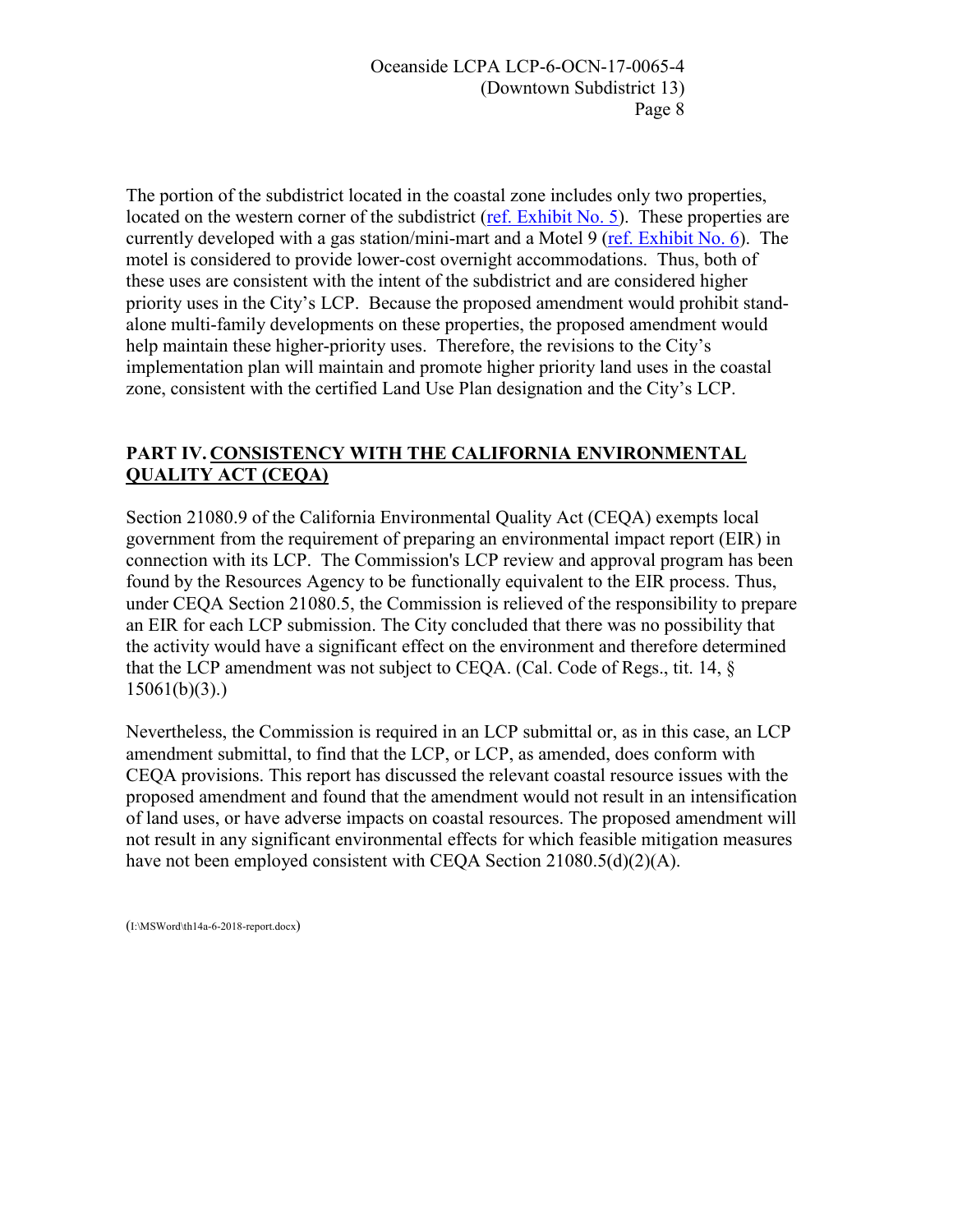The portion of the subdistrict located in the coastal zone includes only two properties, located on the western corner of the subdistrict (ref. Exhibit No. 5). These properties are currently developed with a gas station/mini-mart and a Motel 9 (ref. Exhibit No. 6). The motel is considered to provide lower-cost overnight accommodations. Thus, both of these uses are consistent with the intent of the subdistrict and are considered higher priority uses in the City's LCP. Because the proposed amendment would prohibit stand-alone multi-family developments on these properties, the proposed amendment would help maintain these higher-priority uses. Therefore, the revisions to the City's implementation plan will maintain and promote higher priority land uses in the coastal zone, consistent with the certified Land Use Plan designation and the City's LCP.

## PART IV. CONSISTENCY WITH THE CALIFORNIA ENVIRONMENTAL QUALITY ACT (CEQA)

Section 21080.9 of the California Environmental Quality Act (CEQA) exempts local government from the requirement of preparing an environmental impact report (EIR) in connection with its LCP. The Commission's LCP review and approval program has been found by the Resources Agency to be functionally equivalent to the EIR process. Thus, under CEQA Section 21080.5, the Commission is relieved of the responsibility to prepare an EIR for each LCP submission. The City concluded that there was no possibility that the activity would have a significant effect on the environment and therefore determined that the LCP amendment was not subject to CEQA. (Cal. Code of Regs., tit. 14, § 15061(b)(3).)

Nevertheless, the Commission is required in an LCP submittal or, as in this case, an LCP amendment submittal, to find that the LCP, or LCP, as amended, does conform with CEQA provisions. This report has discussed the relevant coastal resource issues with the proposed amendment and found that the amendment would not result in an intensification of land uses, or have adverse impacts on coastal resources. The proposed amendment will not result in any significant environmental effects for which feasible mitigation measures have not been employed consistent with CEQA Section 21080.5(d)(2)(A).

(I:\MSWord\th14a-6-2018-report.docx)